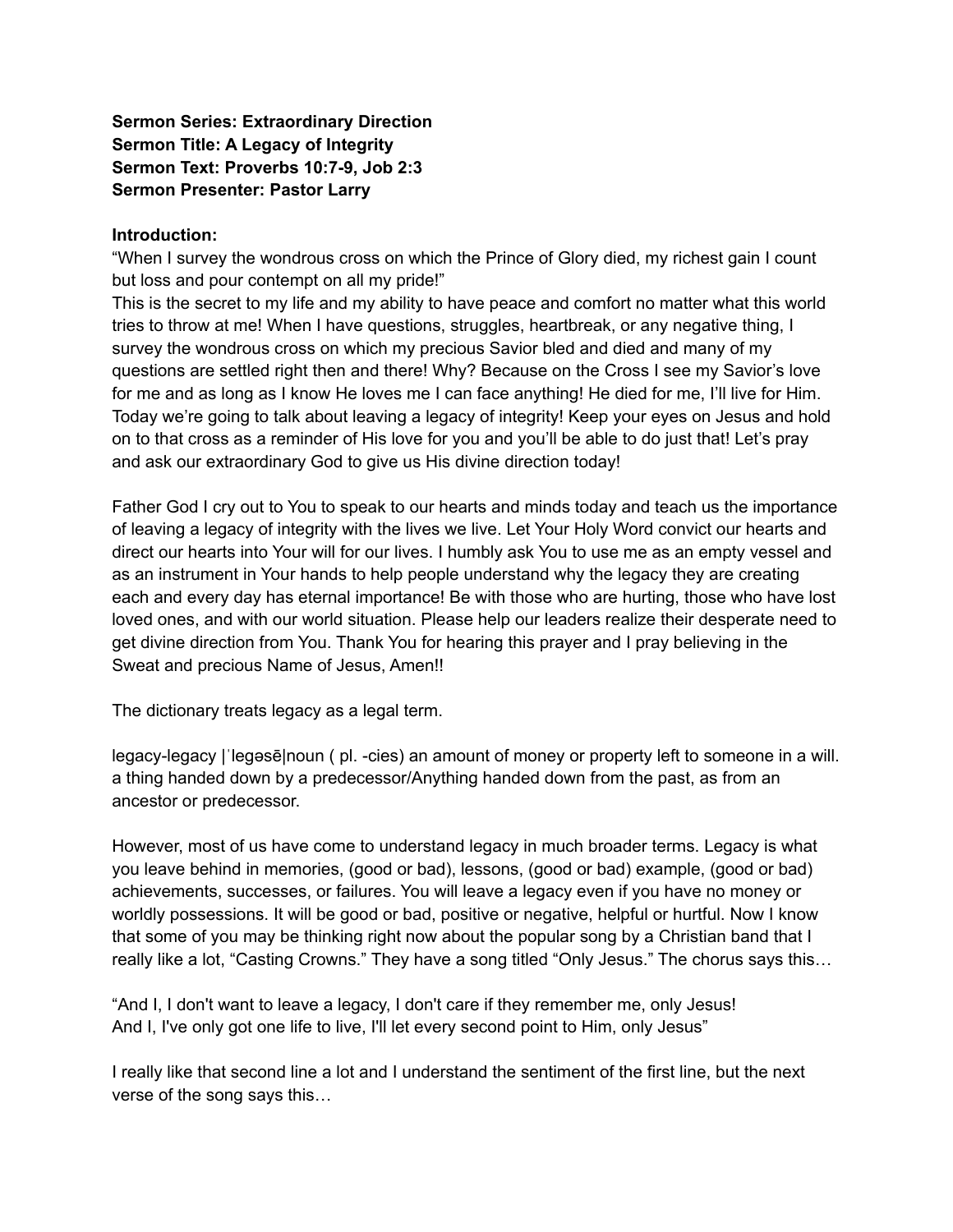**Sermon Series: Extraordinary Direction**
**Sermon Title: A Legacy of Integrity**
**Sermon Text: Proverbs 10:7-9, Job 2:3**
**Sermon Presenter: Pastor Larry**

**Introduction:**

"When I survey the wondrous cross on which the Prince of Glory died, my richest gain I count but loss and pour contempt on all my pride!"

This is the secret to my life and my ability to have peace and comfort no matter what this world tries to throw at me! When I have questions, struggles, heartbreak, or any negative thing, I survey the wondrous cross on which my precious Savior bled and died and many of my questions are settled right then and there! Why? Because on the Cross I see my Savior's love for me and as long as I know He loves me I can face anything! He died for me, I'll live for Him. Today we're going to talk about leaving a legacy of integrity! Keep your eyes on Jesus and hold on to that cross as a reminder of His love for you and you'll be able to do just that! Let's pray and ask our extraordinary God to give us His divine direction today!

Father God I cry out to You to speak to our hearts and minds today and teach us the importance of leaving a legacy of integrity with the lives we live. Let Your Holy Word convict our hearts and direct our hearts into Your will for our lives. I humbly ask You to use me as an empty vessel and as an instrument in Your hands to help people understand why the legacy they are creating each and every day has eternal importance! Be with those who are hurting, those who have lost loved ones, and with our world situation. Please help our leaders realize their desperate need to get divine direction from You. Thank You for hearing this prayer and I pray believing in the Sweat and precious Name of Jesus, Amen!!

The dictionary treats legacy as a legal term.

legacy-legacy |ˈlegəsē|noun ( pl. -cies) an amount of money or property left to someone in a will. a thing handed down by a predecessor/Anything handed down from the past, as from an ancestor or predecessor.

However, most of us have come to understand legacy in much broader terms. Legacy is what you leave behind in memories, (good or bad), lessons, (good or bad) example, (good or bad) achievements, successes, or failures. You will leave a legacy even if you have no money or worldly possessions. It will be good or bad, positive or negative, helpful or hurtful. Now I know that some of you may be thinking right now about the popular song by a Christian band that I really like a lot, "Casting Crowns." They have a song titled "Only Jesus." The chorus says this…

"And I, I don't want to leave a legacy, I don't care if they remember me, only Jesus!
And I, I've only got one life to live, I'll let every second point to Him, only Jesus"

I really like that second line a lot and I understand the sentiment of the first line, but the next verse of the song says this…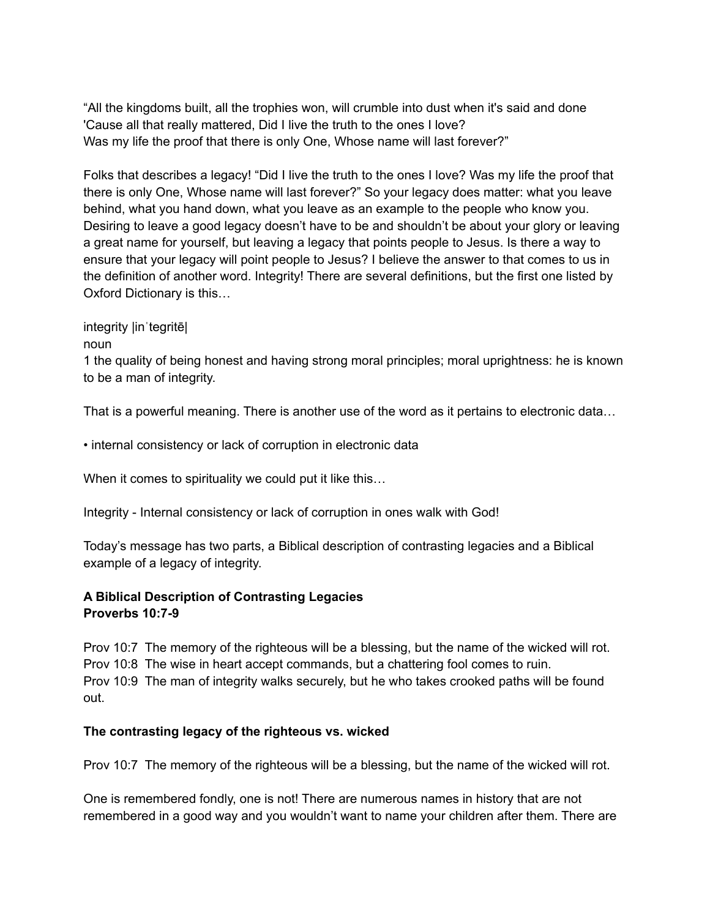"All the kingdoms built, all the trophies won, will crumble into dust when it's said and done
'Cause all that really mattered, Did I live the truth to the ones I love?
Was my life the proof that there is only One, Whose name will last forever?"

Folks that describes a legacy! "Did I live the truth to the ones I love? Was my life the proof that there is only One, Whose name will last forever?" So your legacy does matter: what you leave behind, what you hand down, what you leave as an example to the people who know you. Desiring to leave a good legacy doesn't have to be and shouldn't be about your glory or leaving a great name for yourself, but leaving a legacy that points people to Jesus. Is there a way to ensure that your legacy will point people to Jesus? I believe the answer to that comes to us in the definition of another word. Integrity! There are several definitions, but the first one listed by Oxford Dictionary is this…

integrity |inˈtegritē|
noun
1 the quality of being honest and having strong moral principles; moral uprightness: he is known to be a man of integrity.

That is a powerful meaning. There is another use of the word as it pertains to electronic data…

• internal consistency or lack of corruption in electronic data

When it comes to spirituality we could put it like this…

Integrity - Internal consistency or lack of corruption in ones walk with God!

Today's message has two parts, a Biblical description of contrasting legacies and a Biblical example of a legacy of integrity.

**A Biblical Description of Contrasting Legacies**
**Proverbs 10:7-9**

Prov 10:7 The memory of the righteous will be a blessing, but the name of the wicked will rot.
Prov 10:8 The wise in heart accept commands, but a chattering fool comes to ruin.
Prov 10:9 The man of integrity walks securely, but he who takes crooked paths will be found out.

**The contrasting legacy of the righteous vs. wicked**

Prov 10:7 The memory of the righteous will be a blessing, but the name of the wicked will rot.

One is remembered fondly, one is not! There are numerous names in history that are not remembered in a good way and you wouldn't want to name your children after them. There are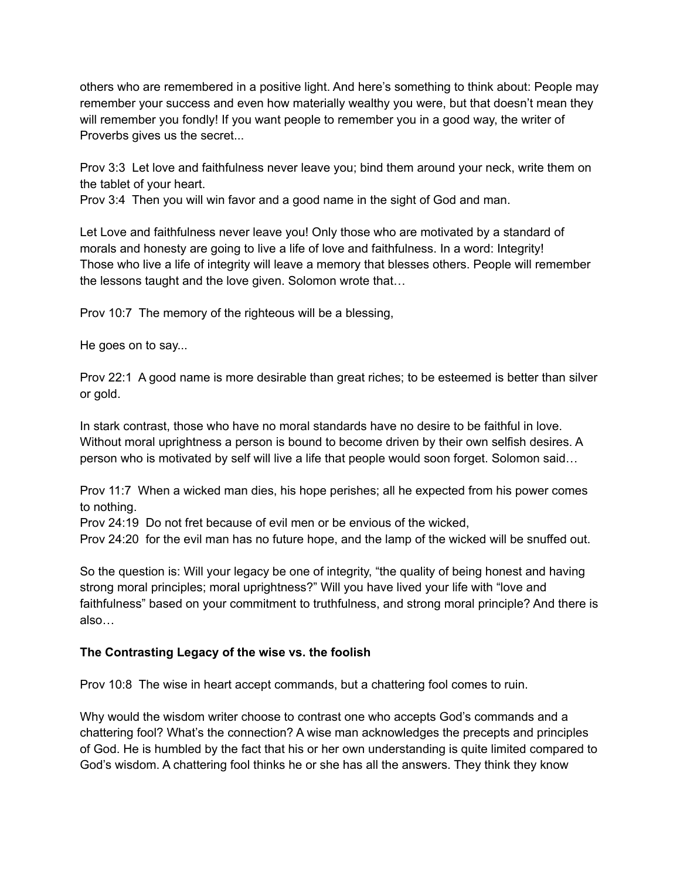others who are remembered in a positive light. And here's something to think about: People may remember your success and even how materially wealthy you were, but that doesn't mean they will remember you fondly! If you want people to remember you in a good way, the writer of Proverbs gives us the secret...

Prov 3:3 Let love and faithfulness never leave you; bind them around your neck, write them on the tablet of your heart.
Prov 3:4 Then you will win favor and a good name in the sight of God and man.

Let Love and faithfulness never leave you! Only those who are motivated by a standard of morals and honesty are going to live a life of love and faithfulness. In a word: Integrity! Those who live a life of integrity will leave a memory that blesses others. People will remember the lessons taught and the love given. Solomon wrote that…

Prov 10:7 The memory of the righteous will be a blessing,

He goes on to say...

Prov 22:1 A good name is more desirable than great riches; to be esteemed is better than silver or gold.

In stark contrast, those who have no moral standards have no desire to be faithful in love. Without moral uprightness a person is bound to become driven by their own selfish desires. A person who is motivated by self will live a life that people would soon forget. Solomon said…

Prov 11:7 When a wicked man dies, his hope perishes; all he expected from his power comes to nothing.
Prov 24:19 Do not fret because of evil men or be envious of the wicked,
Prov 24:20 for the evil man has no future hope, and the lamp of the wicked will be snuffed out.

So the question is: Will your legacy be one of integrity, "the quality of being honest and having strong moral principles; moral uprightness?" Will you have lived your life with "love and faithfulness" based on your commitment to truthfulness, and strong moral principle? And there is also…

**The Contrasting Legacy of the wise vs. the foolish**

Prov 10:8 The wise in heart accept commands, but a chattering fool comes to ruin.

Why would the wisdom writer choose to contrast one who accepts God's commands and a chattering fool? What's the connection? A wise man acknowledges the precepts and principles of God. He is humbled by the fact that his or her own understanding is quite limited compared to God's wisdom. A chattering fool thinks he or she has all the answers. They think they know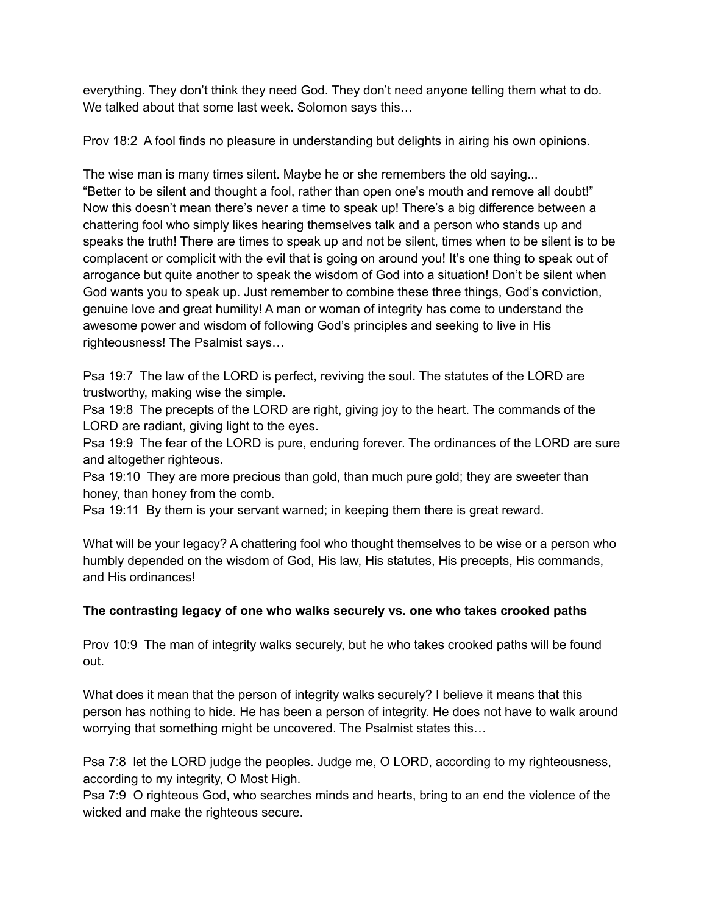everything. They don't think they need God. They don't need anyone telling them what to do. We talked about that some last week. Solomon says this…

Prov 18:2  A fool finds no pleasure in understanding but delights in airing his own opinions.

The wise man is many times silent. Maybe he or she remembers the old saying...
"Better to be silent and thought a fool, rather than open one's mouth and remove all doubt!" Now this doesn't mean there's never a time to speak up! There's a big difference between a chattering fool who simply likes hearing themselves talk and a person who stands up and speaks the truth! There are times to speak up and not be silent, times when to be silent is to be complacent or complicit with the evil that is going on around you! It's one thing to speak out of arrogance but quite another to speak the wisdom of God into a situation! Don't be silent when God wants you to speak up. Just remember to combine these three things, God's conviction, genuine love and great humility! A man or woman of integrity has come to understand the awesome power and wisdom of following God's principles and seeking to live in His righteousness! The Psalmist says…

Psa 19:7  The law of the LORD is perfect, reviving the soul. The statutes of the LORD are trustworthy, making wise the simple.
Psa 19:8  The precepts of the LORD are right, giving joy to the heart. The commands of the LORD are radiant, giving light to the eyes.
Psa 19:9  The fear of the LORD is pure, enduring forever. The ordinances of the LORD are sure and altogether righteous.
Psa 19:10  They are more precious than gold, than much pure gold; they are sweeter than honey, than honey from the comb.
Psa 19:11  By them is your servant warned; in keeping them there is great reward.

What will be your legacy? A chattering fool who thought themselves to be wise or a person who humbly depended on the wisdom of God, His law, His statutes, His precepts, His commands, and His ordinances!

**The contrasting legacy of one who walks securely vs. one who takes crooked paths**

Prov 10:9  The man of integrity walks securely, but he who takes crooked paths will be found out.

What does it mean that the person of integrity walks securely? I believe it means that this person has nothing to hide. He has been a person of integrity. He does not have to walk around worrying that something might be uncovered. The Psalmist states this…

Psa 7:8  let the LORD judge the peoples. Judge me, O LORD, according to my righteousness, according to my integrity, O Most High.
Psa 7:9  O righteous God, who searches minds and hearts, bring to an end the violence of the wicked and make the righteous secure.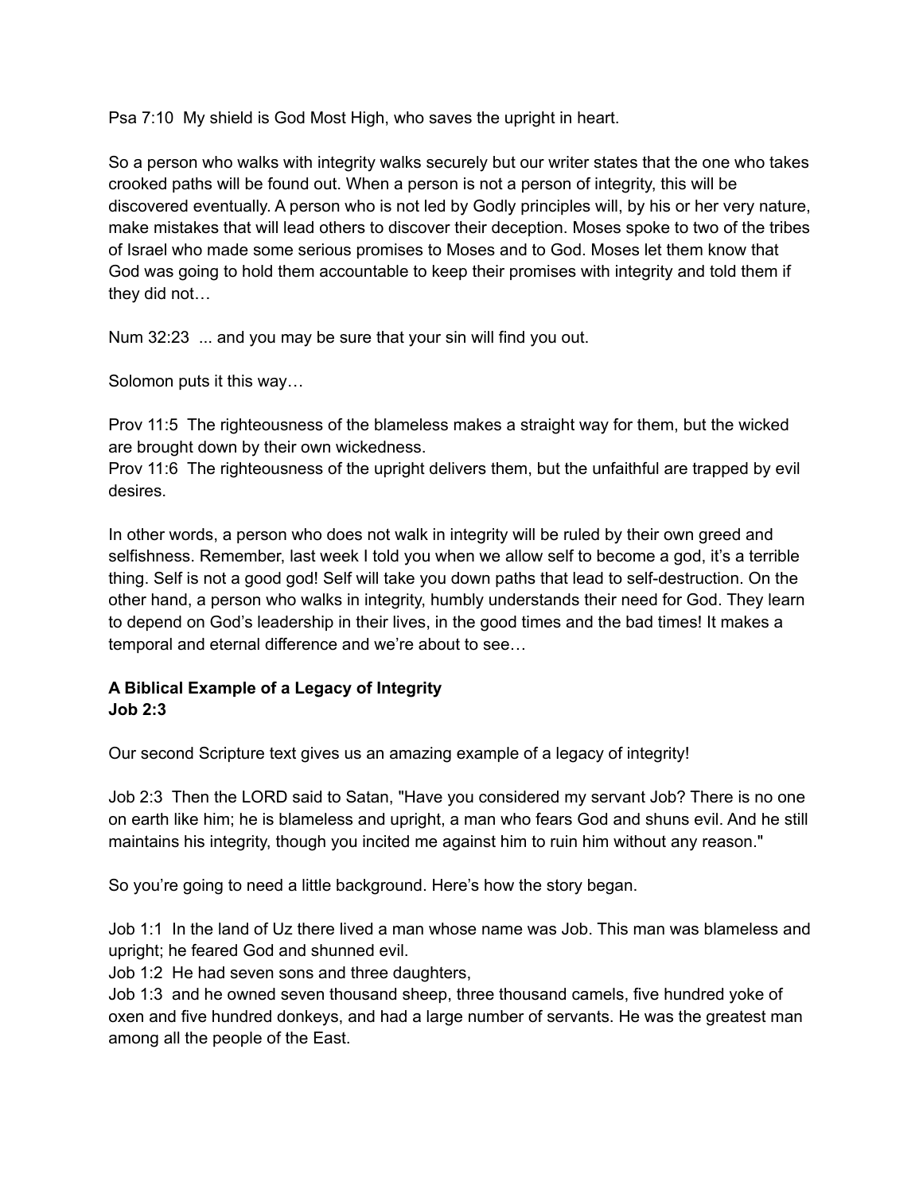Psa 7:10  My shield is God Most High, who saves the upright in heart.

So a person who walks with integrity walks securely but our writer states that the one who takes crooked paths will be found out. When a person is not a person of integrity, this will be discovered eventually. A person who is not led by Godly principles will, by his or her very nature, make mistakes that will lead others to discover their deception. Moses spoke to two of the tribes of Israel who made some serious promises to Moses and to God. Moses let them know that God was going to hold them accountable to keep their promises with integrity and told them if they did not…

Num 32:23  ... and you may be sure that your sin will find you out.

Solomon puts it this way…

Prov 11:5  The righteousness of the blameless makes a straight way for them, but the wicked are brought down by their own wickedness.
Prov 11:6  The righteousness of the upright delivers them, but the unfaithful are trapped by evil desires.

In other words, a person who does not walk in integrity will be ruled by their own greed and selfishness. Remember, last week I told you when we allow self to become a god, it's a terrible thing. Self is not a good god! Self will take you down paths that lead to self-destruction. On the other hand, a person who walks in integrity, humbly understands their need for God. They learn to depend on God's leadership in their lives, in the good times and the bad times! It makes a temporal and eternal difference and we're about to see…

**A Biblical Example of a Legacy of Integrity**
**Job 2:3**

Our second Scripture text gives us an amazing example of a legacy of integrity!

Job 2:3  Then the LORD said to Satan, "Have you considered my servant Job? There is no one on earth like him; he is blameless and upright, a man who fears God and shuns evil. And he still maintains his integrity, though you incited me against him to ruin him without any reason."

So you're going to need a little background. Here's how the story began.

Job 1:1  In the land of Uz there lived a man whose name was Job. This man was blameless and upright; he feared God and shunned evil.
Job 1:2  He had seven sons and three daughters,
Job 1:3  and he owned seven thousand sheep, three thousand camels, five hundred yoke of oxen and five hundred donkeys, and had a large number of servants. He was the greatest man among all the people of the East.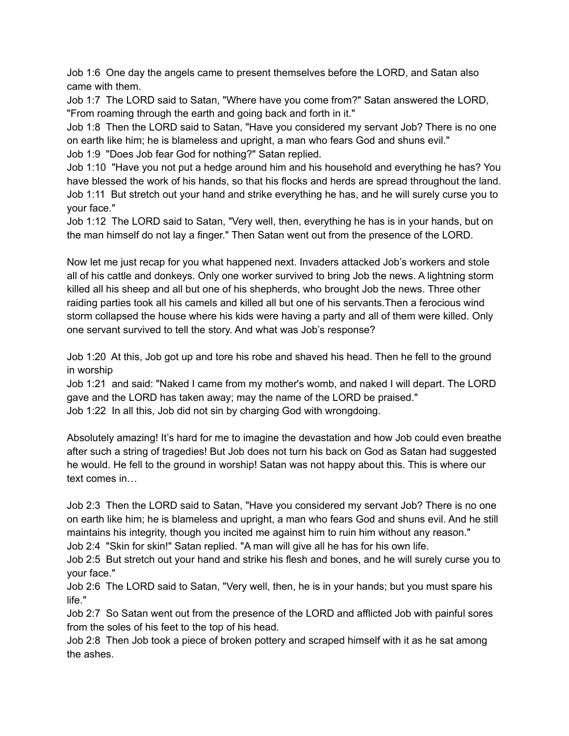Job 1:6  One day the angels came to present themselves before the LORD, and Satan also came with them.
Job 1:7  The LORD said to Satan, "Where have you come from?" Satan answered the LORD, "From roaming through the earth and going back and forth in it."
Job 1:8  Then the LORD said to Satan, "Have you considered my servant Job? There is no one on earth like him; he is blameless and upright, a man who fears God and shuns evil."
Job 1:9  "Does Job fear God for nothing?" Satan replied.
Job 1:10  "Have you not put a hedge around him and his household and everything he has? You have blessed the work of his hands, so that his flocks and herds are spread throughout the land.
Job 1:11  But stretch out your hand and strike everything he has, and he will surely curse you to your face."
Job 1:12  The LORD said to Satan, "Very well, then, everything he has is in your hands, but on the man himself do not lay a finger." Then Satan went out from the presence of the LORD.

Now let me just recap for you what happened next. Invaders attacked Job's workers and stole all of his cattle and donkeys. Only one worker survived to bring Job the news. A lightning storm killed all his sheep and all but one of his shepherds, who brought Job the news. Three other raiding parties took all his camels and killed all but one of his servants.Then a ferocious wind storm collapsed the house where his kids were having a party and all of them were killed. Only one servant survived to tell the story. And what was Job's response?

Job 1:20  At this, Job got up and tore his robe and shaved his head. Then he fell to the ground in worship
Job 1:21  and said: "Naked I came from my mother's womb, and naked I will depart. The LORD gave and the LORD has taken away; may the name of the LORD be praised."
Job 1:22  In all this, Job did not sin by charging God with wrongdoing.

Absolutely amazing! It's hard for me to imagine the devastation and how Job could even breathe after such a string of tragedies! But Job does not turn his back on God as Satan had suggested he would. He fell to the ground in worship! Satan was not happy about this. This is where our text comes in…

Job 2:3  Then the LORD said to Satan, "Have you considered my servant Job? There is no one on earth like him; he is blameless and upright, a man who fears God and shuns evil. And he still maintains his integrity, though you incited me against him to ruin him without any reason."
Job 2:4  "Skin for skin!" Satan replied. "A man will give all he has for his own life.
Job 2:5  But stretch out your hand and strike his flesh and bones, and he will surely curse you to your face."
Job 2:6  The LORD said to Satan, "Very well, then, he is in your hands; but you must spare his life."
Job 2:7  So Satan went out from the presence of the LORD and afflicted Job with painful sores from the soles of his feet to the top of his head.
Job 2:8  Then Job took a piece of broken pottery and scraped himself with it as he sat among the ashes.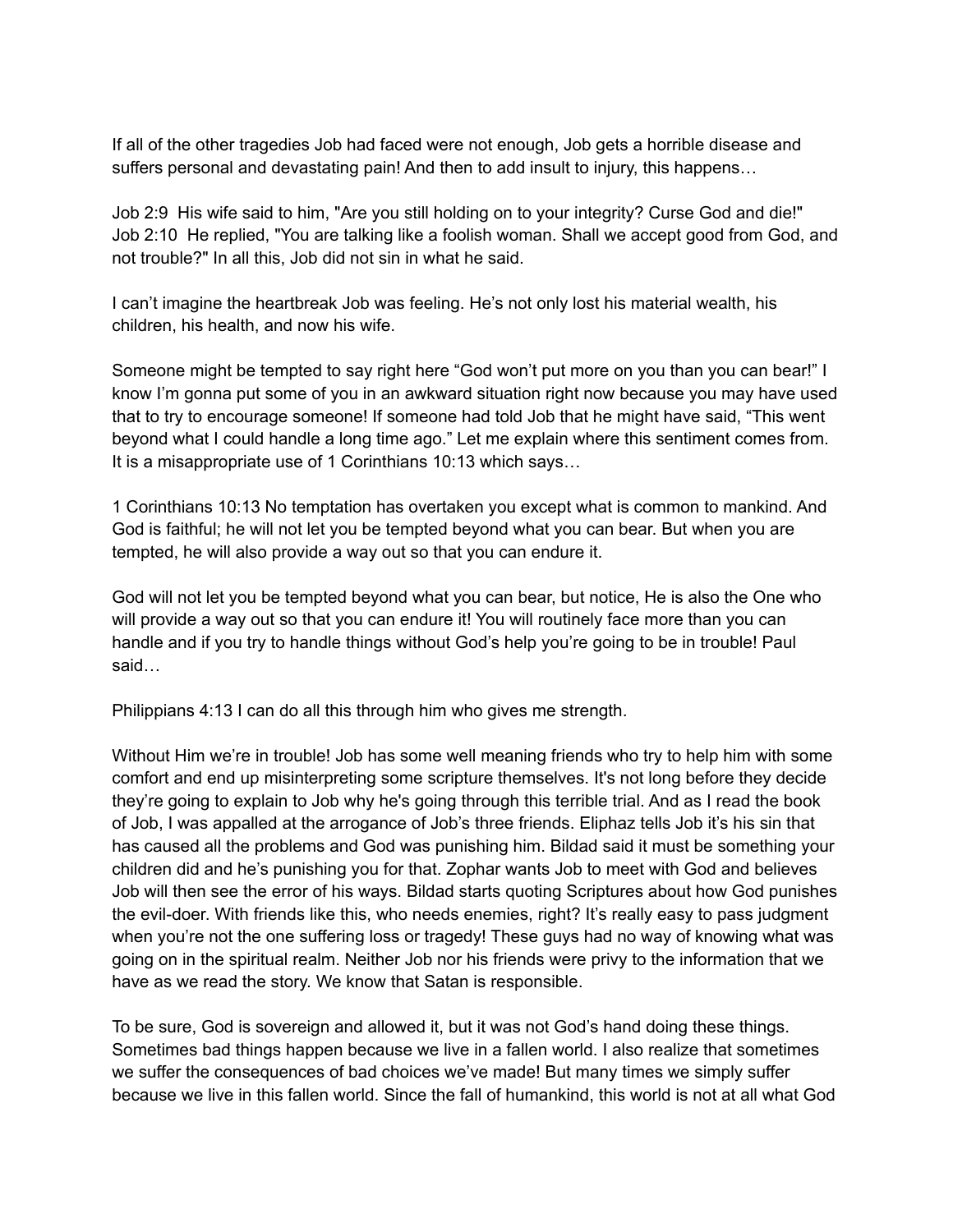If all of the other tragedies Job had faced were not enough, Job gets a horrible disease and suffers personal and devastating pain! And then to add insult to injury, this happens…

Job 2:9  His wife said to him, "Are you still holding on to your integrity? Curse God and die!"
Job 2:10  He replied, "You are talking like a foolish woman. Shall we accept good from God, and not trouble?" In all this, Job did not sin in what he said.

I can't imagine the heartbreak Job was feeling. He's not only lost his material wealth, his children, his health, and now his wife.

Someone might be tempted to say right here "God won't put more on you than you can bear!" I know I'm gonna put some of you in an awkward situation right now because you may have used that to try to encourage someone! If someone had told Job that he might have said, "This went beyond what I could handle a long time ago." Let me explain where this sentiment comes from. It is a misappropriate use of 1 Corinthians 10:13 which says…

1 Corinthians 10:13 No temptation has overtaken you except what is common to mankind. And God is faithful; he will not let you be tempted beyond what you can bear. But when you are tempted, he will also provide a way out so that you can endure it.

God will not let you be tempted beyond what you can bear, but notice, He is also the One who will provide a way out so that you can endure it! You will routinely face more than you can handle and if you try to handle things without God's help you're going to be in trouble! Paul said…

Philippians 4:13 I can do all this through him who gives me strength.

Without Him we're in trouble! Job has some well meaning friends who try to help him with some comfort and end up misinterpreting some scripture themselves. It's not long before they decide they're going to explain to Job why he's going through this terrible trial. And as I read the book of Job, I was appalled at the arrogance of Job's three friends. Eliphaz tells Job it's his sin that has caused all the problems and God was punishing him. Bildad said it must be something your children did and he's punishing you for that. Zophar wants Job to meet with God and believes Job will then see the error of his ways. Bildad starts quoting Scriptures about how God punishes the evil-doer. With friends like this, who needs enemies, right? It's really easy to pass judgment when you're not the one suffering loss or tragedy! These guys had no way of knowing what was going on in the spiritual realm. Neither Job nor his friends were privy to the information that we have as we read the story. We know that Satan is responsible.

To be sure, God is sovereign and allowed it, but it was not God's hand doing these things. Sometimes bad things happen because we live in a fallen world. I also realize that sometimes we suffer the consequences of bad choices we've made! But many times we simply suffer because we live in this fallen world. Since the fall of humankind, this world is not at all what God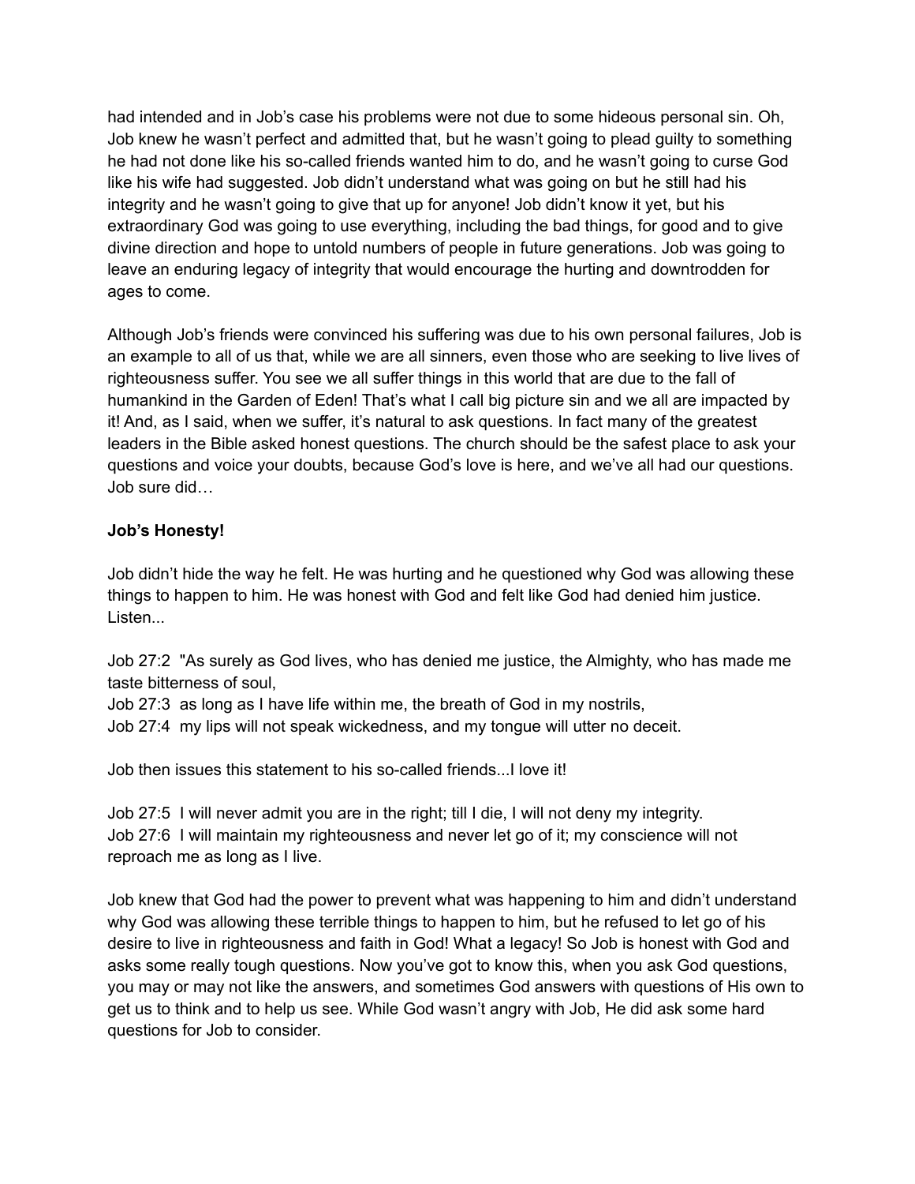had intended and in Job's case his problems were not due to some hideous personal sin. Oh, Job knew he wasn't perfect and admitted that, but he wasn't going to plead guilty to something he had not done like his so-called friends wanted him to do, and he wasn't going to curse God like his wife had suggested. Job didn't understand what was going on but he still had his integrity and he wasn't going to give that up for anyone! Job didn't know it yet, but his extraordinary God was going to use everything, including the bad things, for good and to give divine direction and hope to untold numbers of people in future generations. Job was going to leave an enduring legacy of integrity that would encourage the hurting and downtrodden for ages to come.

Although Job's friends were convinced his suffering was due to his own personal failures, Job is an example to all of us that, while we are all sinners, even those who are seeking to live lives of righteousness suffer. You see we all suffer things in this world that are due to the fall of humankind in the Garden of Eden! That's what I call big picture sin and we all are impacted by it! And, as I said, when we suffer, it's natural to ask questions. In fact many of the greatest leaders in the Bible asked honest questions. The church should be the safest place to ask your questions and voice your doubts, because God's love is here, and we've all had our questions. Job sure did…

**Job's Honesty!**

Job didn't hide the way he felt. He was hurting and he questioned why God was allowing these things to happen to him. He was honest with God and felt like God had denied him justice. Listen...

Job 27:2 "As surely as God lives, who has denied me justice, the Almighty, who has made me taste bitterness of soul,
Job 27:3 as long as I have life within me, the breath of God in my nostrils,
Job 27:4 my lips will not speak wickedness, and my tongue will utter no deceit.

Job then issues this statement to his so-called friends...I love it!

Job 27:5 I will never admit you are in the right; till I die, I will not deny my integrity.
Job 27:6 I will maintain my righteousness and never let go of it; my conscience will not reproach me as long as I live.

Job knew that God had the power to prevent what was happening to him and didn't understand why God was allowing these terrible things to happen to him, but he refused to let go of his desire to live in righteousness and faith in God! What a legacy! So Job is honest with God and asks some really tough questions. Now you've got to know this, when you ask God questions, you may or may not like the answers, and sometimes God answers with questions of His own to get us to think and to help us see. While God wasn't angry with Job, He did ask some hard questions for Job to consider.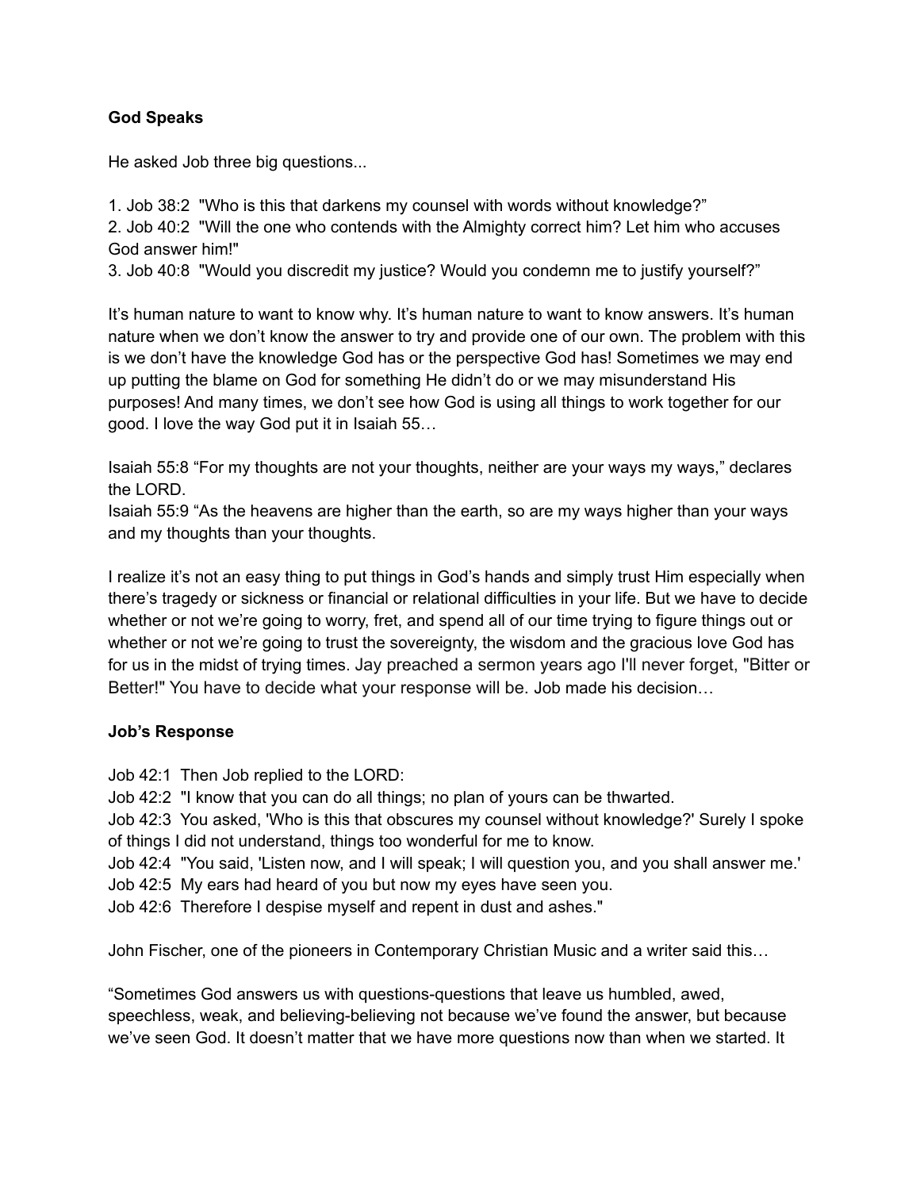**God Speaks**

He asked Job three big questions...

1. Job 38:2  "Who is this that darkens my counsel with words without knowledge?”
2. Job 40:2  "Will the one who contends with the Almighty correct him? Let him who accuses God answer him!"
3. Job 40:8  "Would you discredit my justice? Would you condemn me to justify yourself?”

It’s human nature to want to know why. It’s human nature to want to know answers. It’s human nature when we don’t know the answer to try and provide one of our own. The problem with this is we don’t have the knowledge God has or the perspective God has! Sometimes we may end up putting the blame on God for something He didn’t do or we may misunderstand His purposes! And many times, we don’t see how God is using all things to work together for our good. I love the way God put it in Isaiah 55…

Isaiah 55:8 “For my thoughts are not your thoughts, neither are your ways my ways,” declares the LORD.
Isaiah 55:9 “As the heavens are higher than the earth, so are my ways higher than your ways and my thoughts than your thoughts.

I realize it’s not an easy thing to put things in God’s hands and simply trust Him especially when there’s tragedy or sickness or financial or relational difficulties in your life. But we have to decide whether or not we’re going to worry, fret, and spend all of our time trying to figure things out or whether or not we’re going to trust the sovereignty, the wisdom and the gracious love God has for us in the midst of trying times. Jay preached a sermon years ago I'll never forget, "Bitter or Better!" You have to decide what your response will be. Job made his decision…

**Job’s Response**

Job 42:1  Then Job replied to the LORD:
Job 42:2  "I know that you can do all things; no plan of yours can be thwarted.
Job 42:3  You asked, 'Who is this that obscures my counsel without knowledge?' Surely I spoke of things I did not understand, things too wonderful for me to know.
Job 42:4  "You said, 'Listen now, and I will speak; I will question you, and you shall answer me.'
Job 42:5  My ears had heard of you but now my eyes have seen you.
Job 42:6  Therefore I despise myself and repent in dust and ashes."

John Fischer, one of the pioneers in Contemporary Christian Music and a writer said this…

“Sometimes God answers us with questions-questions that leave us humbled, awed, speechless, weak, and believing-believing not because we’ve found the answer, but because we’ve seen God. It doesn’t matter that we have more questions now than when we started. It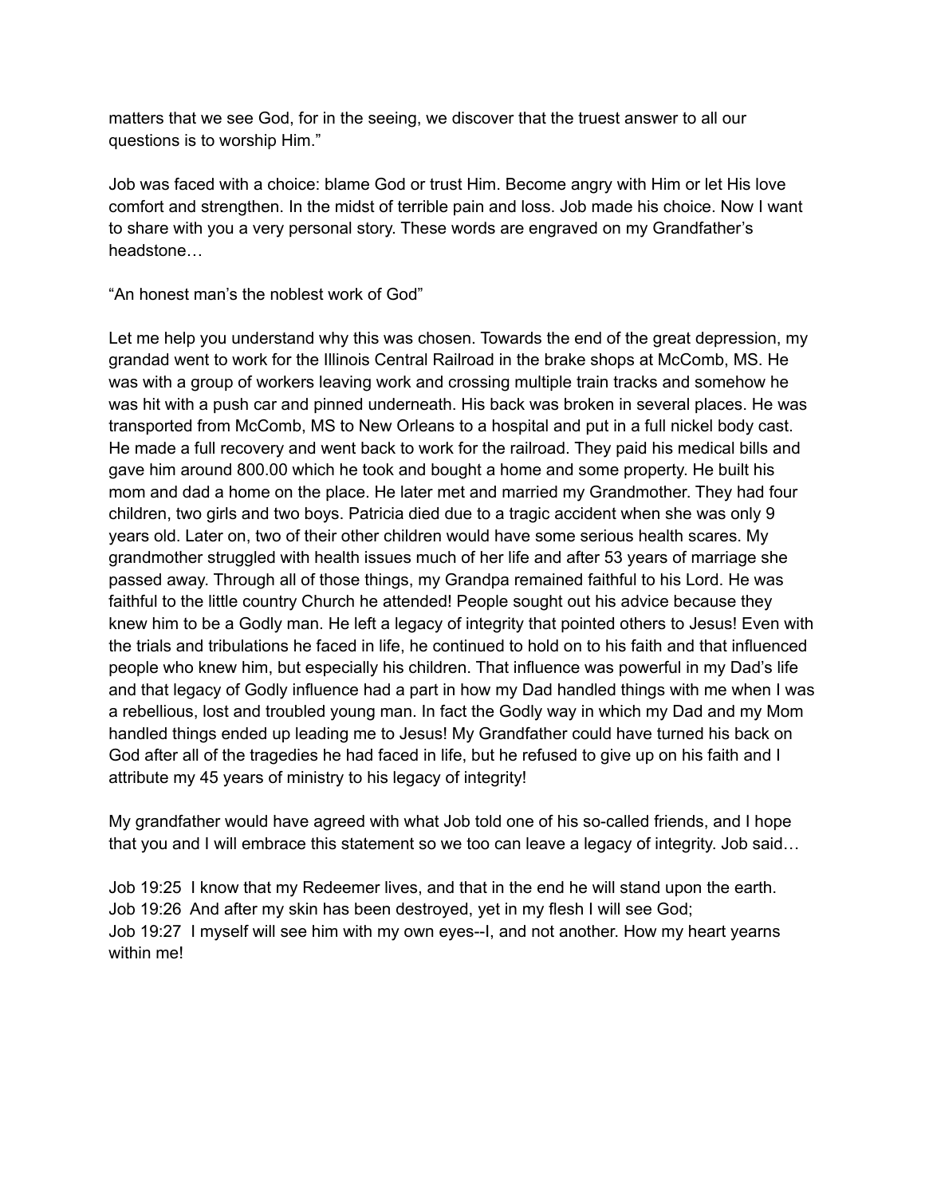matters that we see God, for in the seeing, we discover that the truest answer to all our questions is to worship Him."

Job was faced with a choice: blame God or trust Him. Become angry with Him or let His love comfort and strengthen. In the midst of terrible pain and loss. Job made his choice. Now I want to share with you a very personal story. These words are engraved on my Grandfather's headstone…

"An honest man's the noblest work of God"

Let me help you understand why this was chosen. Towards the end of the great depression, my grandad went to work for the Illinois Central Railroad in the brake shops at McComb, MS. He was with a group of workers leaving work and crossing multiple train tracks and somehow he was hit with a push car and pinned underneath. His back was broken in several places. He was transported from McComb, MS to New Orleans to a hospital and put in a full nickel body cast. He made a full recovery and went back to work for the railroad. They paid his medical bills and gave him around 800.00 which he took and bought a home and some property. He built his mom and dad a home on the place. He later met and married my Grandmother. They had four children, two girls and two boys. Patricia died due to a tragic accident when she was only 9 years old. Later on, two of their other children would have some serious health scares. My grandmother struggled with health issues much of her life and after 53 years of marriage she passed away. Through all of those things, my Grandpa remained faithful to his Lord. He was faithful to the little country Church he attended! People sought out his advice because they knew him to be a Godly man. He left a legacy of integrity that pointed others to Jesus! Even with the trials and tribulations he faced in life, he continued to hold on to his faith and that influenced people who knew him, but especially his children. That influence was powerful in my Dad's life and that legacy of Godly influence had a part in how my Dad handled things with me when I was a rebellious, lost and troubled young man. In fact the Godly way in which my Dad and my Mom handled things ended up leading me to Jesus! My Grandfather could have turned his back on God after all of the tragedies he had faced in life, but he refused to give up on his faith and I attribute my 45 years of ministry to his legacy of integrity!

My grandfather would have agreed with what Job told one of his so-called friends, and I hope that you and I will embrace this statement so we too can leave a legacy of integrity. Job said…

Job 19:25 I know that my Redeemer lives, and that in the end he will stand upon the earth.
Job 19:26 And after my skin has been destroyed, yet in my flesh I will see God;
Job 19:27 I myself will see him with my own eyes--I, and not another. How my heart yearns within me!